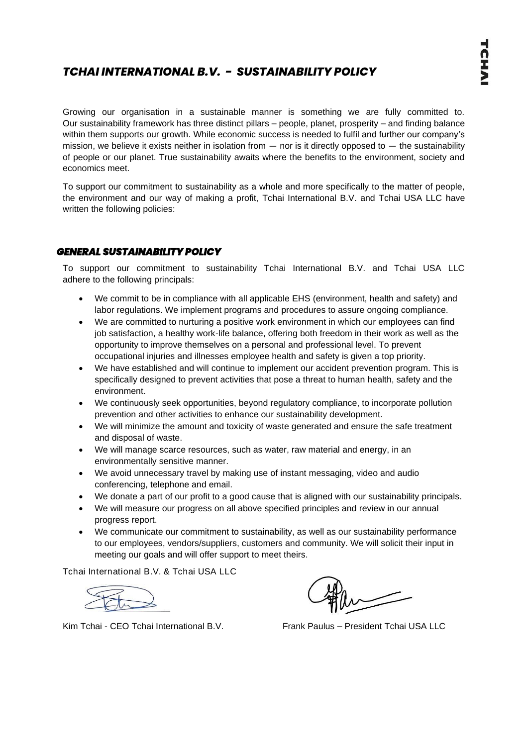# *TCHAI INTERNATIONAL B.V. - SUSTAINABILITY POLICY*

Growing our organisation in a sustainable manner is something we are fully committed to. Our sustainability framework has three distinct pillars – people, planet, prosperity – and finding balance within them supports our growth. While economic success is needed to fulfil and further our company's mission, we believe it exists neither in isolation from — nor is it directly opposed to — the sustainability of people or our planet. True sustainability awaits where the benefits to the environment, society and economics meet.

To support our commitment to sustainability as a whole and more specifically to the matter of people, the environment and our way of making a profit, Tchai International B.V. and Tchai USA LLC have written the following policies:

## *GENERAL SUSTAINABILITY POLICY*

To support our commitment to sustainability Tchai International B.V. and Tchai USA LLC adhere to the following principals:

- We commit to be in compliance with all applicable EHS (environment, health and safety) and labor regulations. We implement programs and procedures to assure ongoing compliance.
- We are committed to nurturing a positive work environment in which our employees can find job satisfaction, a healthy work-life balance, offering both freedom in their work as well as the opportunity to improve themselves on a personal and professional level. To prevent occupational injuries and illnesses employee health and safety is given a top priority.
- We have established and will continue to implement our accident prevention program. This is specifically designed to prevent activities that pose a threat to human health, safety and the environment.
- We continuously seek opportunities, beyond regulatory compliance, to incorporate pollution prevention and other activities to enhance our sustainability development.
- We will minimize the amount and toxicity of waste generated and ensure the safe treatment and disposal of waste.
- We will manage scarce resources, such as water, raw material and energy, in an environmentally sensitive manner.
- We avoid unnecessary travel by making use of instant messaging, video and audio conferencing, telephone and email.
- We donate a part of our profit to a good cause that is aligned with our sustainability principals.
- We will measure our progress on all above specified principles and review in our annual progress report.
- We communicate our commitment to sustainability, as well as our sustainability performance to our employees, vendors/suppliers, customers and community. We will solicit their input in meeting our goals and will offer support to meet theirs.

Tchai International B.V. & Tchai USA LLC

Kim Tchai - CEO Tchai International B.V.

Frank Paulus – President Tchai USA LLC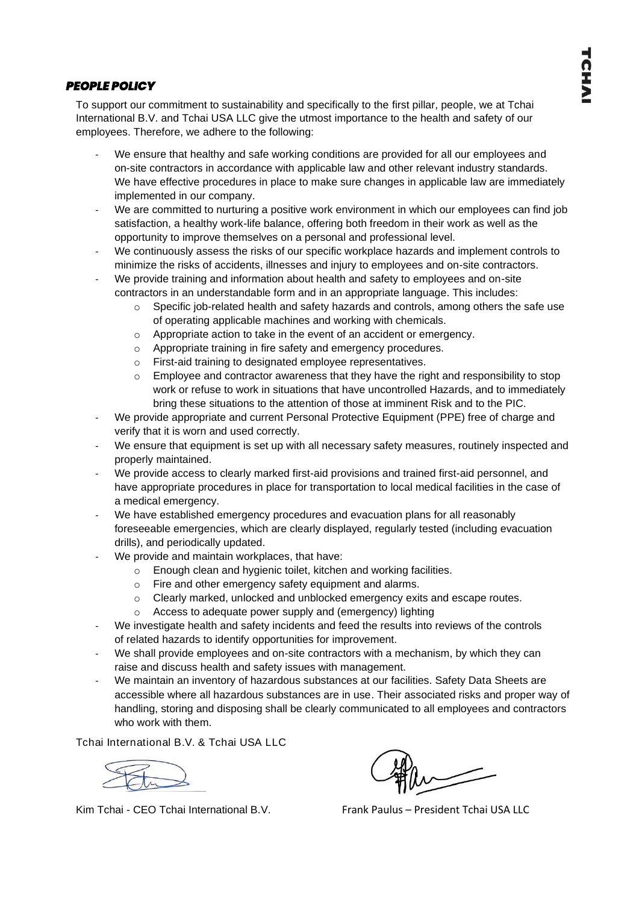## *PEOPLE POLICY*

To support our commitment to sustainability and specifically to the first pillar, people, we at Tchai International B.V. and Tchai USA LLC give the utmost importance to the health and safety of our employees. Therefore, we adhere to the following:

- We ensure that healthy and safe working conditions are provided for all our employees and on-site contractors in accordance with applicable law and other relevant industry standards. We have effective procedures in place to make sure changes in applicable law are immediately implemented in our company.
- We are committed to nurturing a positive work environment in which our employees can find job satisfaction, a healthy work-life balance, offering both freedom in their work as well as the opportunity to improve themselves on a personal and professional level.
- We continuously assess the risks of our specific workplace hazards and implement controls to minimize the risks of accidents, illnesses and injury to employees and on-site contractors.
- We provide training and information about health and safety to employees and on-site contractors in an understandable form and in an appropriate language. This includes:
  - Specific job-related health and safety hazards and controls, among others the safe use of operating applicable machines and working with chemicals.
  - Appropriate action to take in the event of an accident or emergency.
  - Appropriate training in fire safety and emergency procedures.
  - First-aid training to designated employee representatives.
  - Employee and contractor awareness that they have the right and responsibility to stop work or refuse to work in situations that have uncontrolled Hazards, and to immediately bring these situations to the attention of those at imminent Risk and to the PIC.
- We provide appropriate and current Personal Protective Equipment (PPE) free of charge and verify that it is worn and used correctly.
- We ensure that equipment is set up with all necessary safety measures, routinely inspected and properly maintained.
- We provide access to clearly marked first-aid provisions and trained first-aid personnel, and have appropriate procedures in place for transportation to local medical facilities in the case of a medical emergency.
- We have established emergency procedures and evacuation plans for all reasonably foreseeable emergencies, which are clearly displayed, regularly tested (including evacuation drills), and periodically updated.
- We provide and maintain workplaces, that have:
  - Enough clean and hygienic toilet, kitchen and working facilities.
  - Fire and other emergency safety equipment and alarms.
  - Clearly marked, unlocked and unblocked emergency exits and escape routes.
  - Access to adequate power supply and (emergency) lighting
- We investigate health and safety incidents and feed the results into reviews of the controls of related hazards to identify opportunities for improvement.
- We shall provide employees and on-site contractors with a mechanism, by which they can raise and discuss health and safety issues with management.
- We maintain an inventory of hazardous substances at our facilities. Safety Data Sheets are accessible where all hazardous substances are in use. Their associated risks and proper way of handling, storing and disposing shall be clearly communicated to all employees and contractors who work with them.

Tchai International B.V. & Tchai USA LLC

Kim Tchai - CEO Tchai International B.V.

Frank Paulus – President Tchai USA LLC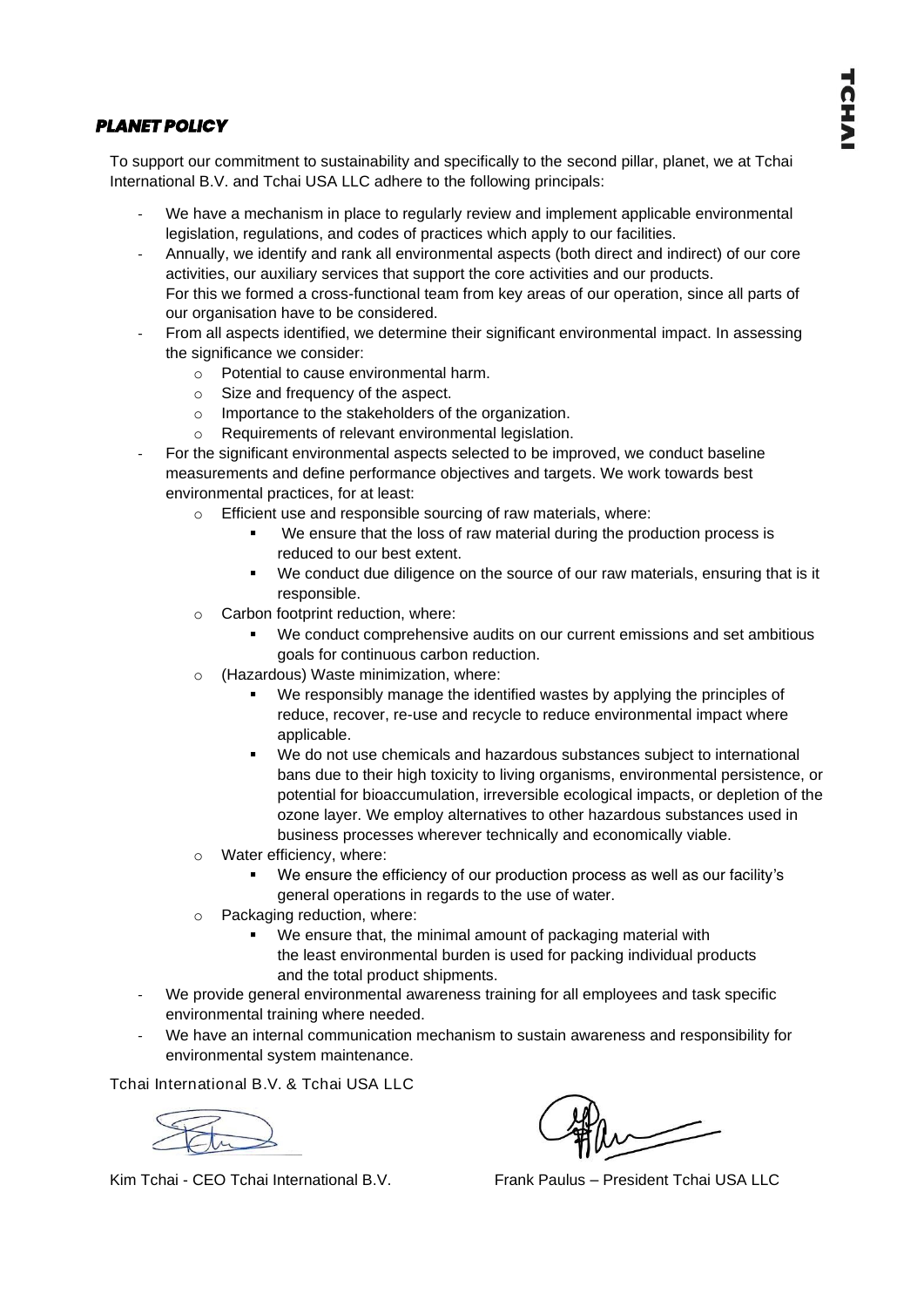## *PLANET POLICY*

To support our commitment to sustainability and specifically to the second pillar, planet, we at Tchai International B.V. and Tchai USA LLC adhere to the following principals:

- We have a mechanism in place to regularly review and implement applicable environmental legislation, regulations, and codes of practices which apply to our facilities.
- Annually, we identify and rank all environmental aspects (both direct and indirect) of our core activities, our auxiliary services that support the core activities and our products. For this we formed a cross-functional team from key areas of our operation, since all parts of our organisation have to be considered.
- From all aspects identified, we determine their significant environmental impact. In assessing the significance we consider:
  - Potential to cause environmental harm.
  - Size and frequency of the aspect.
  - Importance to the stakeholders of the organization.
  - Requirements of relevant environmental legislation.
- For the significant environmental aspects selected to be improved, we conduct baseline measurements and define performance objectives and targets. We work towards best environmental practices, for at least:
  - Efficient use and responsible sourcing of raw materials, where:
    - We ensure that the loss of raw material during the production process is reduced to our best extent.
    - We conduct due diligence on the source of our raw materials, ensuring that is it responsible.
  - Carbon footprint reduction, where:
    - We conduct comprehensive audits on our current emissions and set ambitious goals for continuous carbon reduction.
  - (Hazardous) Waste minimization, where:
    - We responsibly manage the identified wastes by applying the principles of reduce, recover, re-use and recycle to reduce environmental impact where applicable.
    - We do not use chemicals and hazardous substances subject to international bans due to their high toxicity to living organisms, environmental persistence, or potential for bioaccumulation, irreversible ecological impacts, or depletion of the ozone layer. We employ alternatives to other hazardous substances used in business processes wherever technically and economically viable.
  - Water efficiency, where:
    - We ensure the efficiency of our production process as well as our facility's general operations in regards to the use of water.
  - Packaging reduction, where:
    - We ensure that, the minimal amount of packaging material with the least environmental burden is used for packing individual products and the total product shipments.
- We provide general environmental awareness training for all employees and task specific environmental training where needed.
- We have an internal communication mechanism to sustain awareness and responsibility for environmental system maintenance.

Tchai International B.V. & Tchai USA LLC

Kim Tchai - CEO Tchai International B.V.

Frank Paulus – President Tchai USA LLC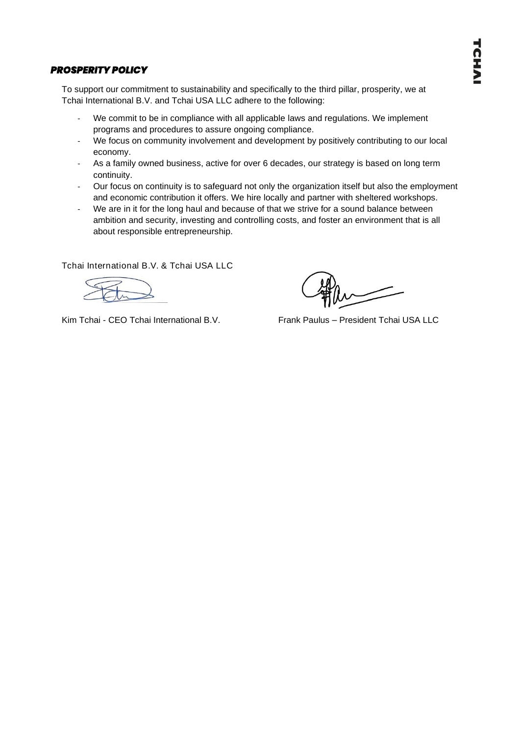## PROSPERITY POLICY

To support our commitment to sustainability and specifically to the third pillar, prosperity, we at Tchai International B.V. and Tchai USA LLC adhere to the following:

- We commit to be in compliance with all applicable laws and regulations. We implement programs and procedures to assure ongoing compliance.
- We focus on community involvement and development by positively contributing to our local economy.
- As a family owned business, active for over 6 decades, our strategy is based on long term continuity.
- Our focus on continuity is to safeguard not only the organization itself but also the employment and economic contribution it offers. We hire locally and partner with sheltered workshops.
- We are in it for the long haul and because of that we strive for a sound balance between ambition and security, investing and controlling costs, and foster an environment that is all about responsible entrepreneurship.

Tchai International B.V. & Tchai USA LLC

Kim Tchai - CEO Tchai International B.V.

Frank Paulus – President Tchai USA LLC